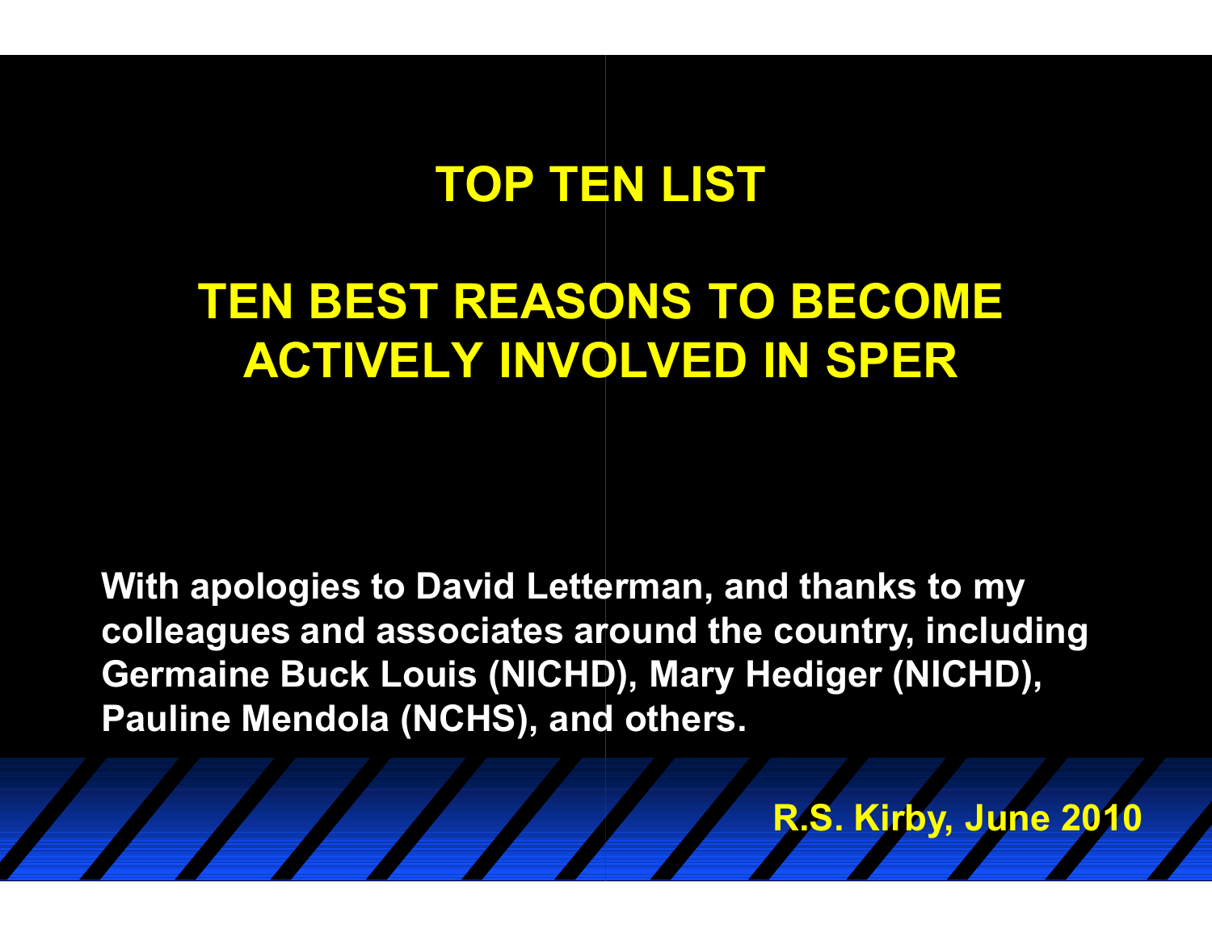# TOP TEN LIST

## TEN BEST REASONS TO BECOME ACTIVELY INVOLVED IN SPER

**With apologies to David Letterman, and thanks to my colleagues and associates around the country, including Germaine Buck Louis (NICHD), Mary Hediger (NICHD), Pauline Mendola (NCHS), and others.**

**R.S. Kirby, June 2010**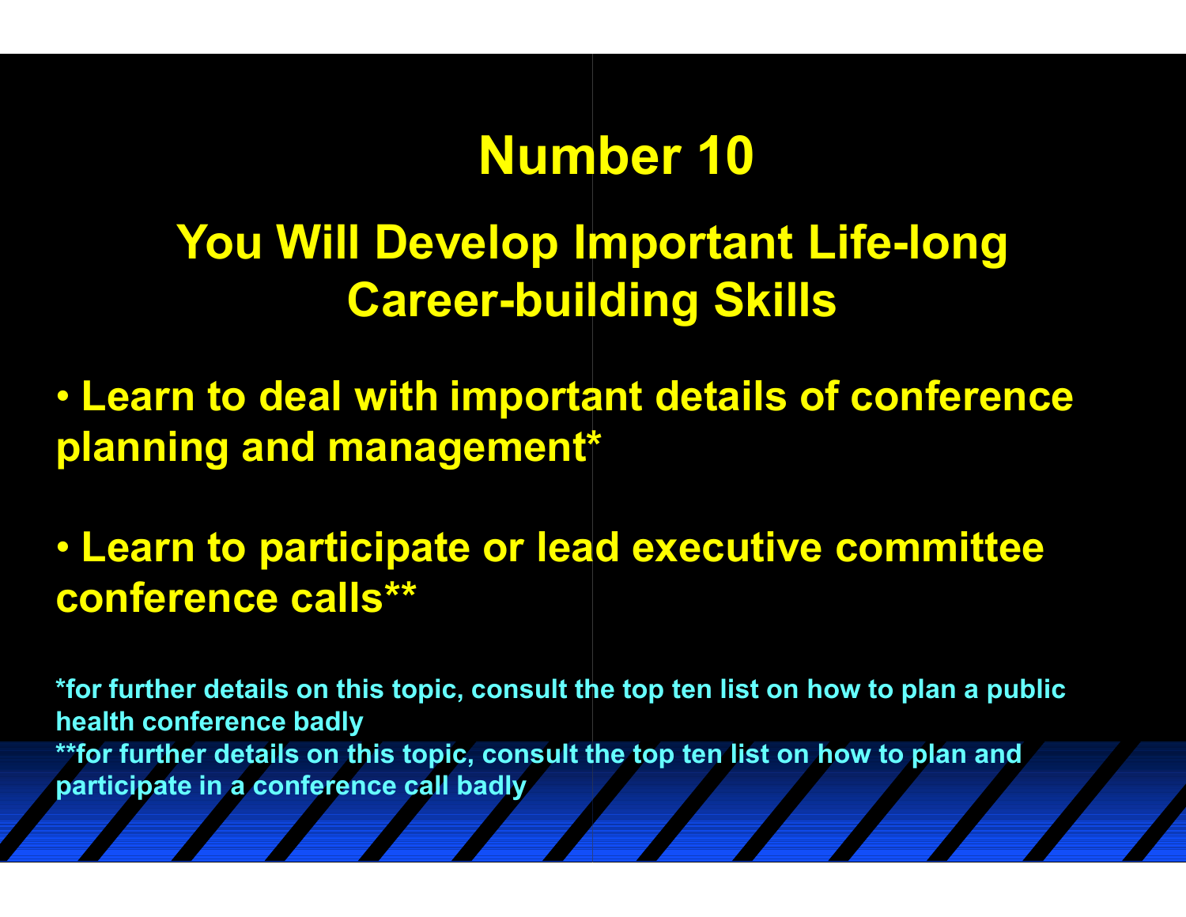# Number 10

## You Will Develop Important Life-long Career-building Skills

- Learn to deal with important details of conference planning and management*

- Learn to participate or lead executive committee conference calls**

*for further details on this topic, consult the top ten list on how to plan a public health conference badly

**for further details on this topic, consult the top ten list on how to plan and participate in a conference call badly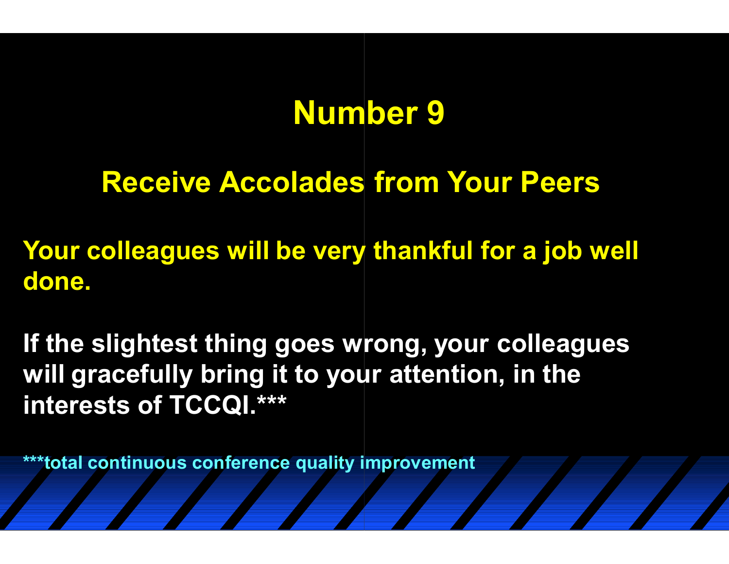# Number 9

## Receive Accolades from Your Peers

**Your colleagues will be very thankful for a job well done.**

**If the slightest thing goes wrong, your colleagues will gracefully bring it to your attention, in the interests of TCCQI.*****

*****total continuous conference quality improvement**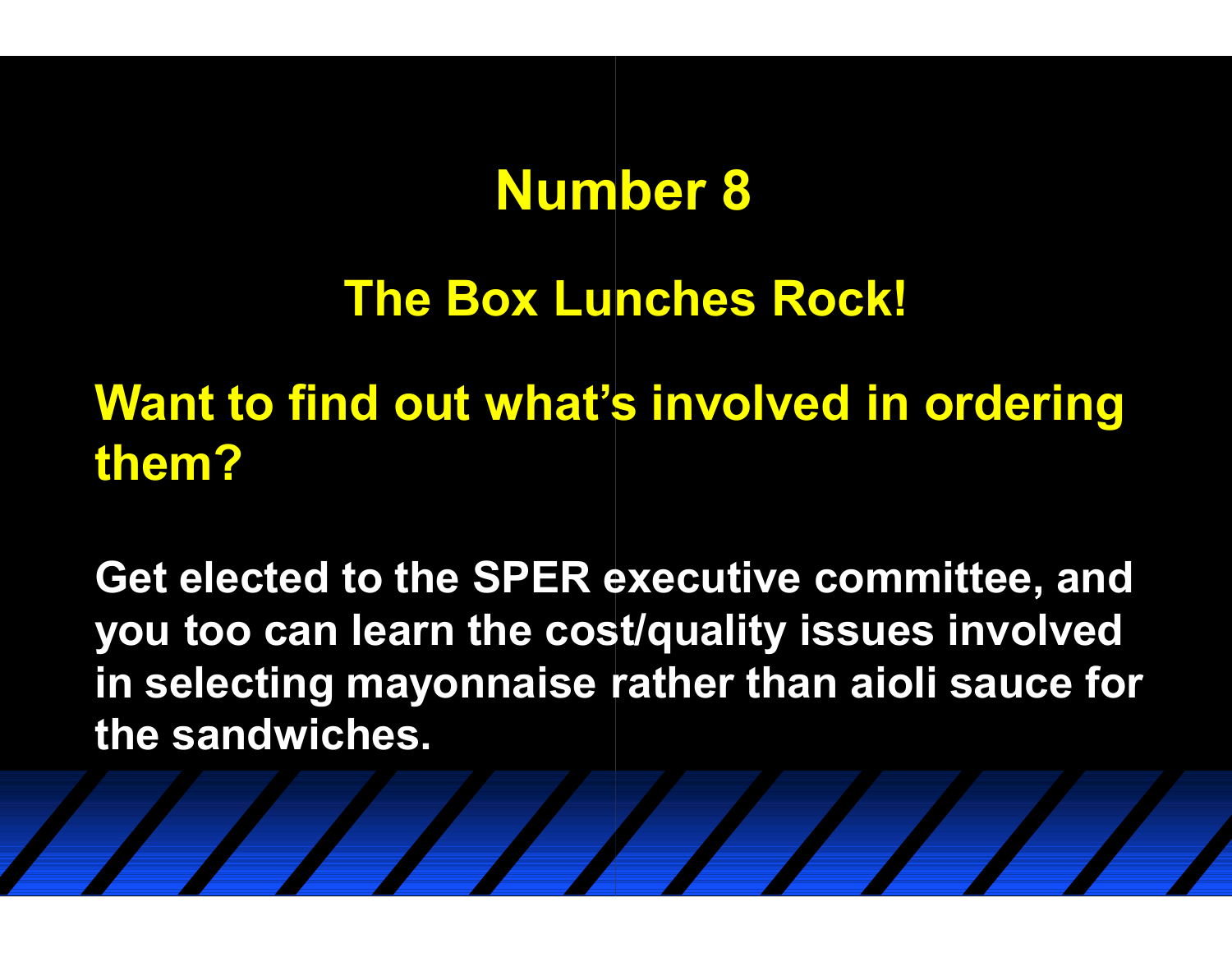# Number 8

## The Box Lunches Rock!

**Want to find out what's involved in ordering them?**

**Get elected to the SPER executive committee, and you too can learn the cost/quality issues involved in selecting mayonnaise rather than aioli sauce for the sandwiches.**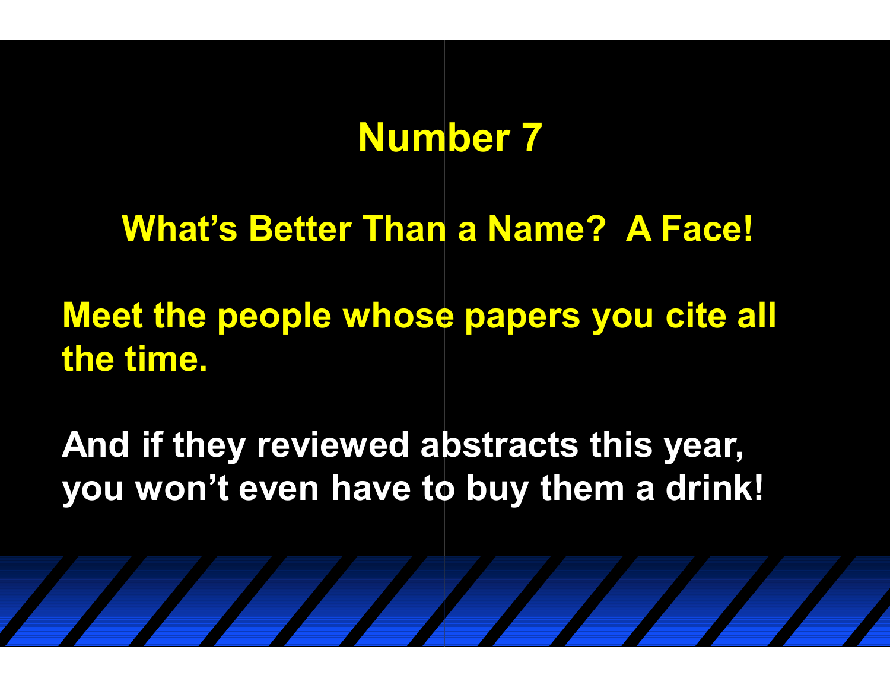# Number 7

## What's Better Than a Name? A Face!

**Meet the people whose papers you cite all the time.**

**And if they reviewed abstracts this year, you won't even have to buy them a drink!**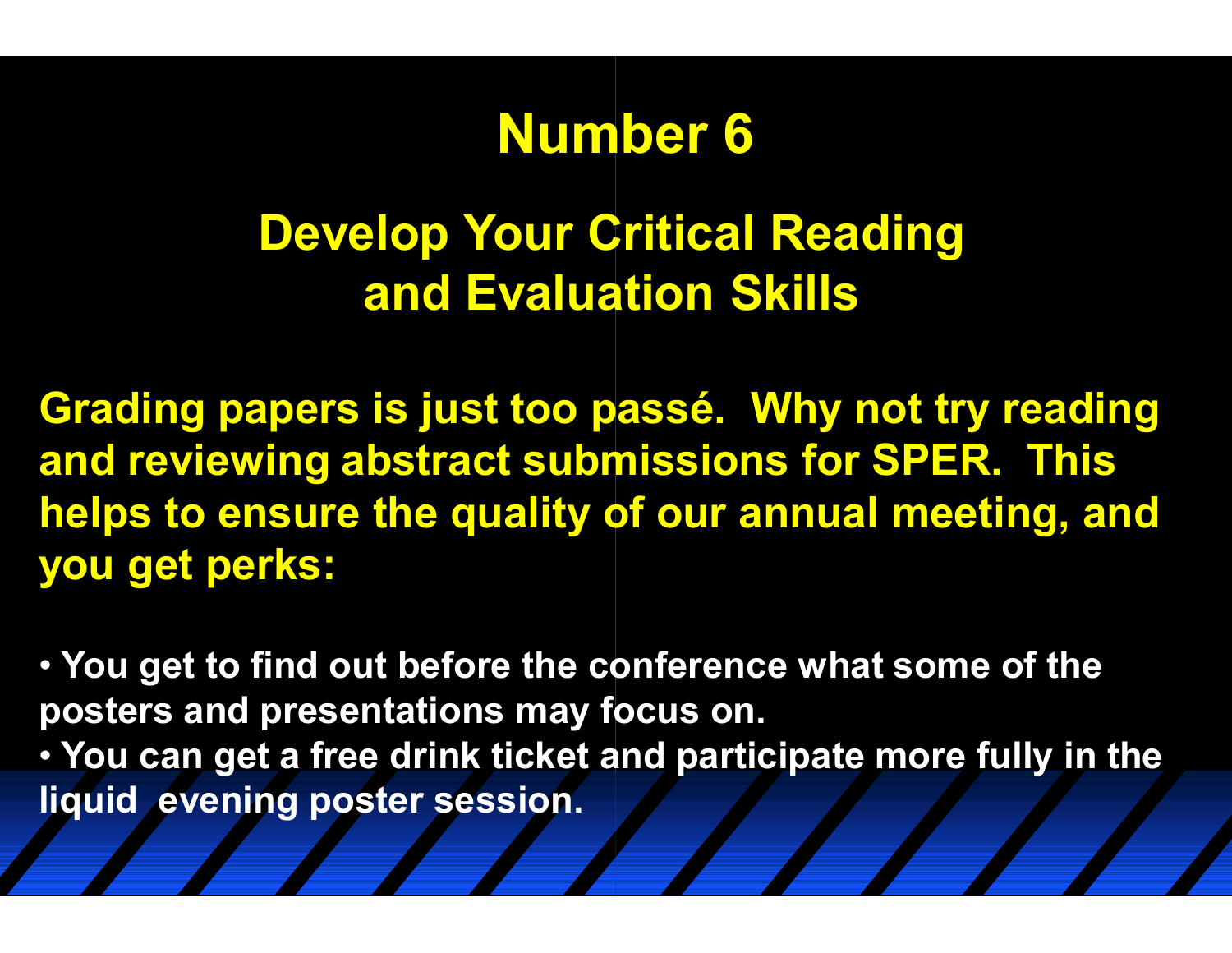# Number 6

## Develop Your Critical Reading and Evaluation Skills

**Grading papers is just too passé. Why not try reading and reviewing abstract submissions for SPER. This helps to ensure the quality of our annual meeting, and you get perks:**

- **You get to find out before the conference what some of the posters and presentations may focus on.**
- **You can get a free drink ticket and participate more fully in the liquid evening poster session.**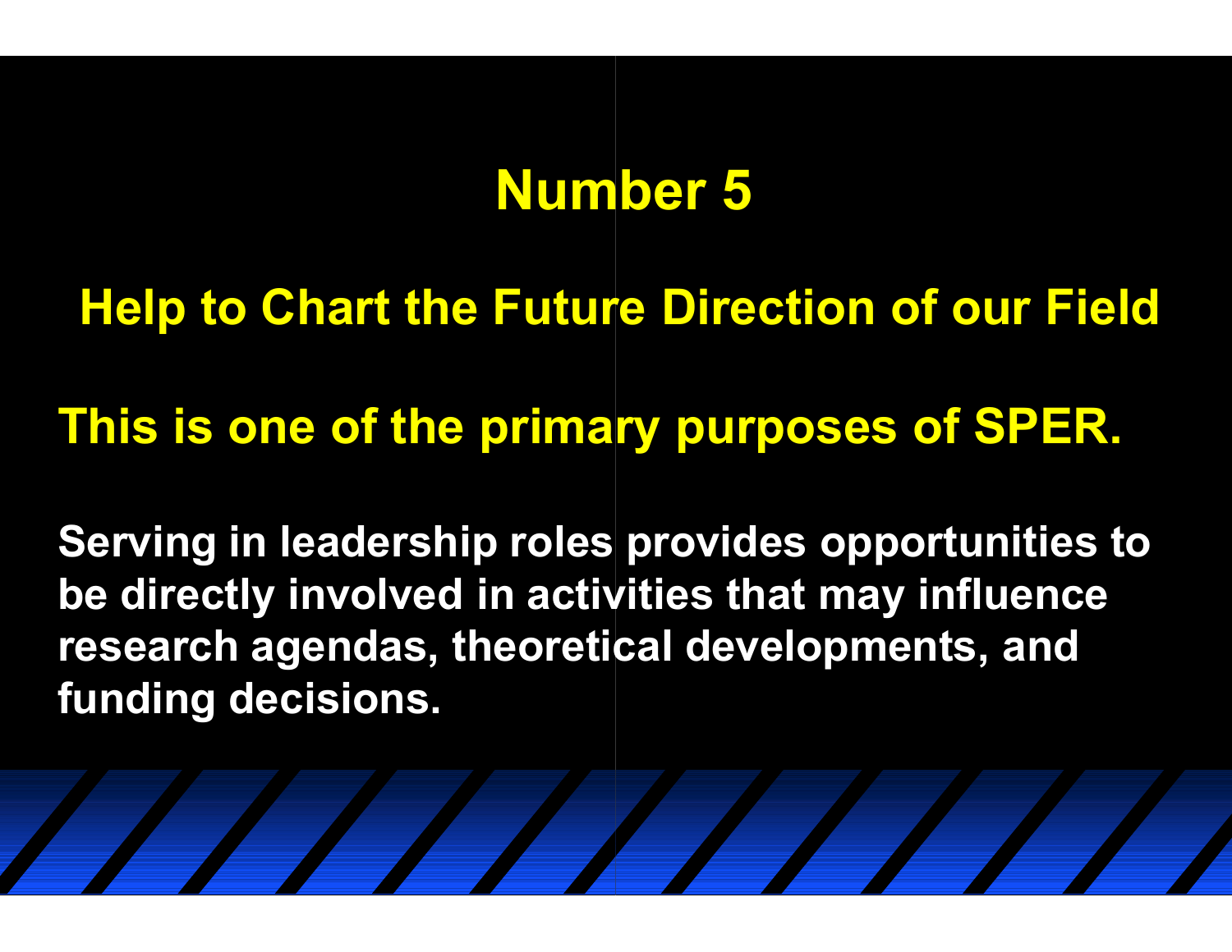# Number 5

## Help to Chart the Future Direction of our Field

**This is one of the primary purposes of SPER.**

**Serving in leadership roles provides opportunities to be directly involved in activities that may influence research agendas, theoretical developments, and funding decisions.**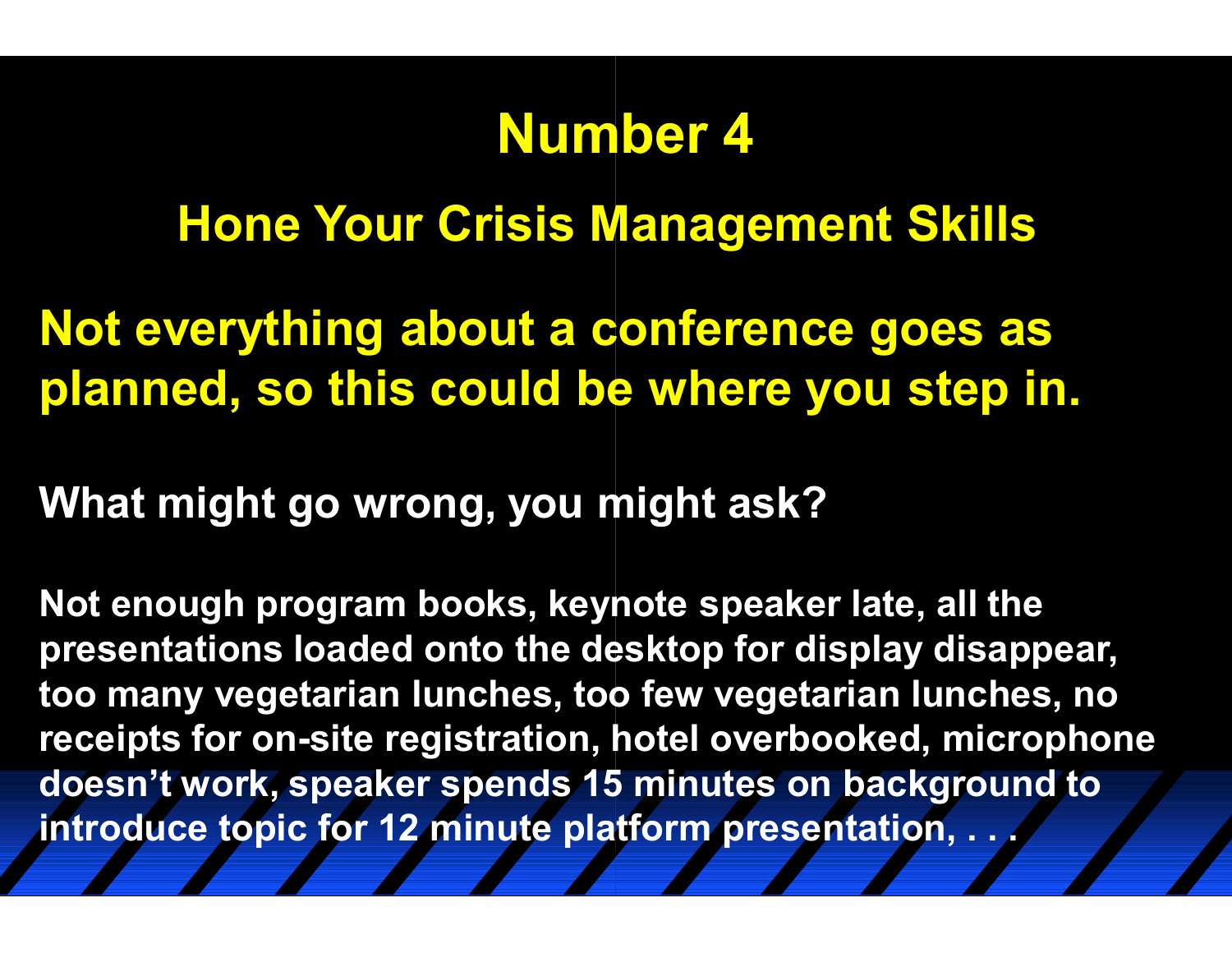# Number 4

## Hone Your Crisis Management Skills

**Not everything about a conference goes as planned, so this could be where you step in.**

**What might go wrong, you might ask?**

**Not enough program books, keynote speaker late, all the presentations loaded onto the desktop for display disappear, too many vegetarian lunches, too few vegetarian lunches, no receipts for on-site registration, hotel overbooked, microphone doesn't work, speaker spends 15 minutes on background to introduce topic for 12 minute platform presentation, . . .**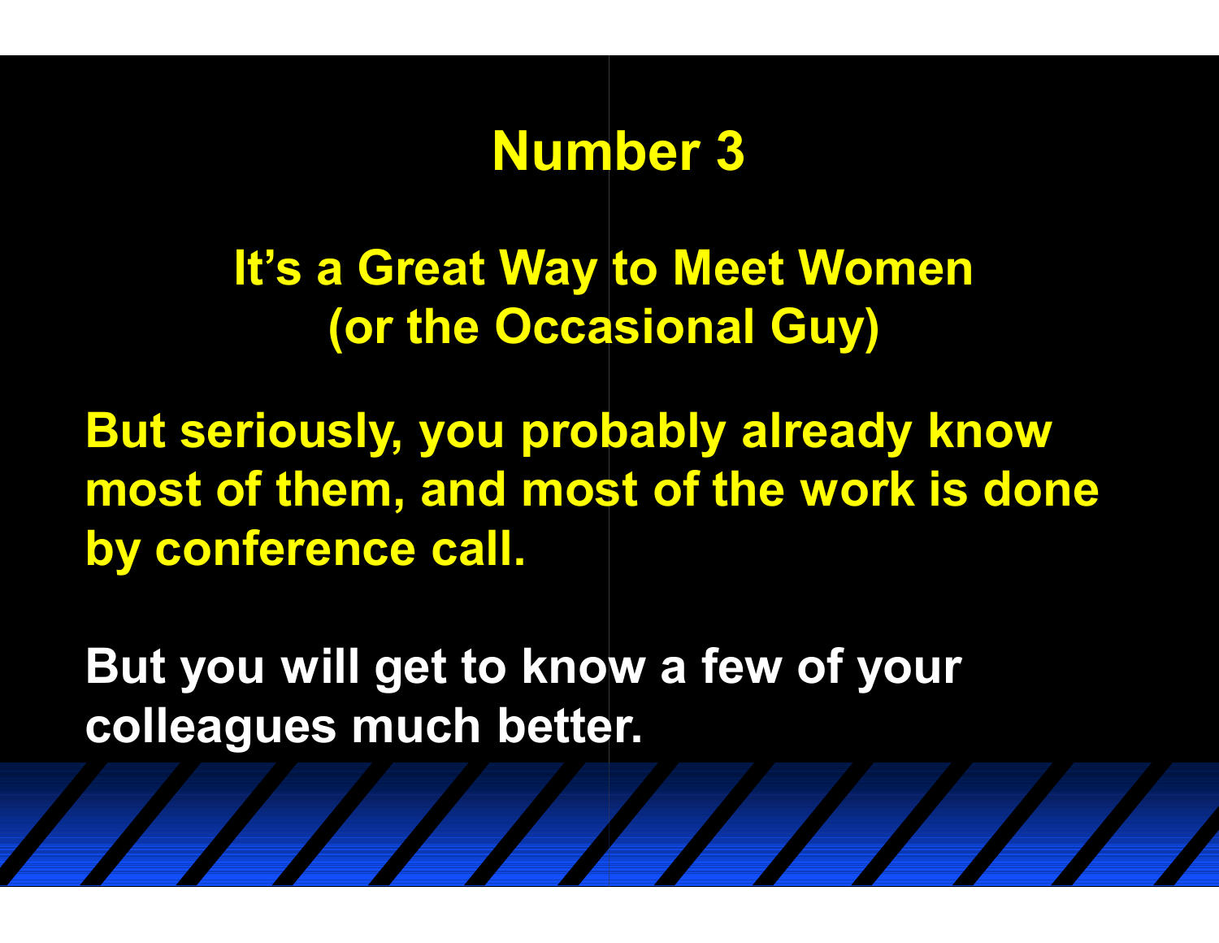# Number 3

## It's a Great Way to Meet Women (or the Occasional Guy)

**But seriously, you probably already know most of them, and most of the work is done by conference call.**

**But you will get to know a few of your colleagues much better.**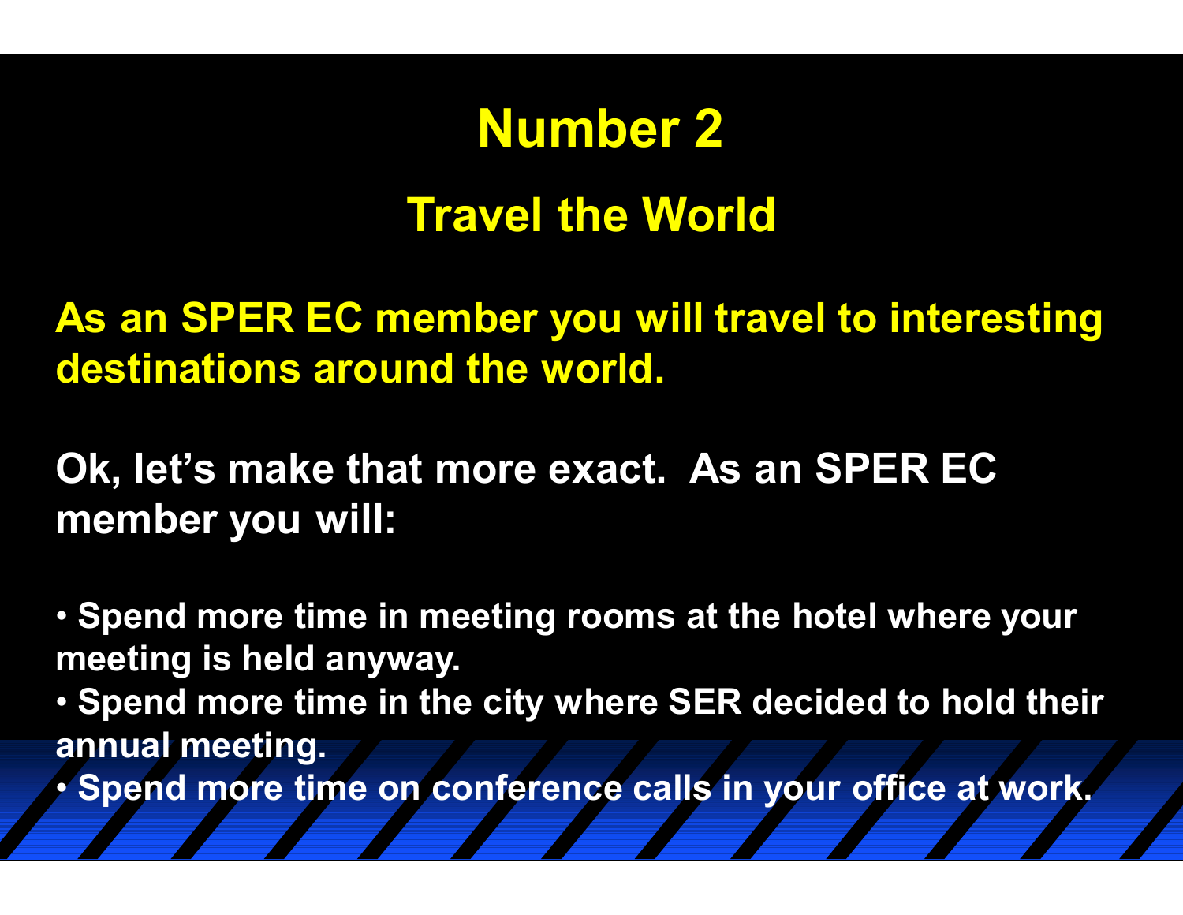# Number 2

## Travel the World

**As an SPER EC member you will travel to interesting destinations around the world.**

**Ok, let's make that more exact. As an SPER EC member you will:**

- **Spend more time in meeting rooms at the hotel where your meeting is held anyway.**
- **Spend more time in the city where SER decided to hold their annual meeting.**
- **Spend more time on conference calls in your office at work.**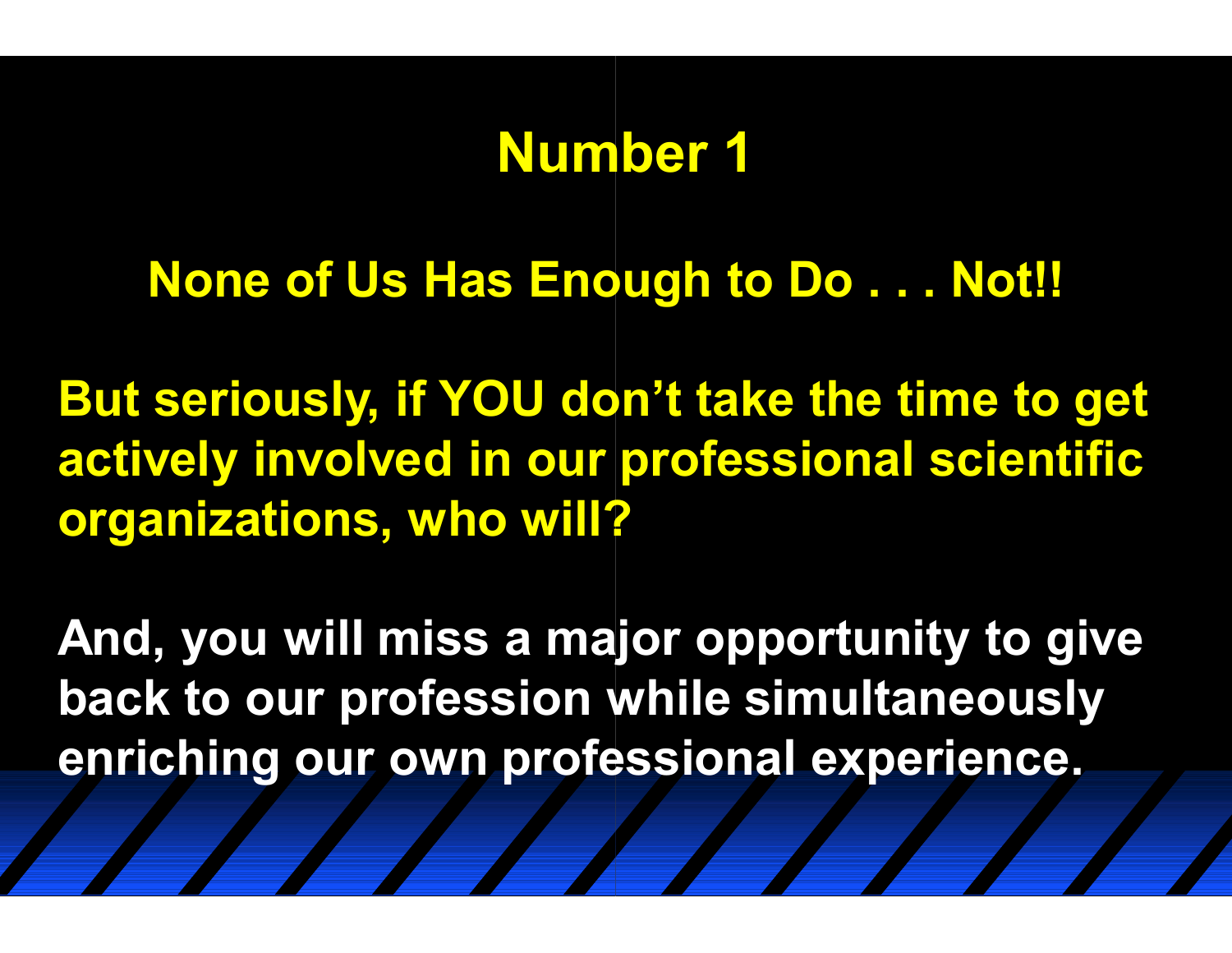# Number 1

**None of Us Has Enough to Do . . . Not!!**

**But seriously, if YOU don't take the time to get actively involved in our professional scientific organizations, who will?**

**And, you will miss a major opportunity to give back to our profession while simultaneously enriching our own professional experience.**